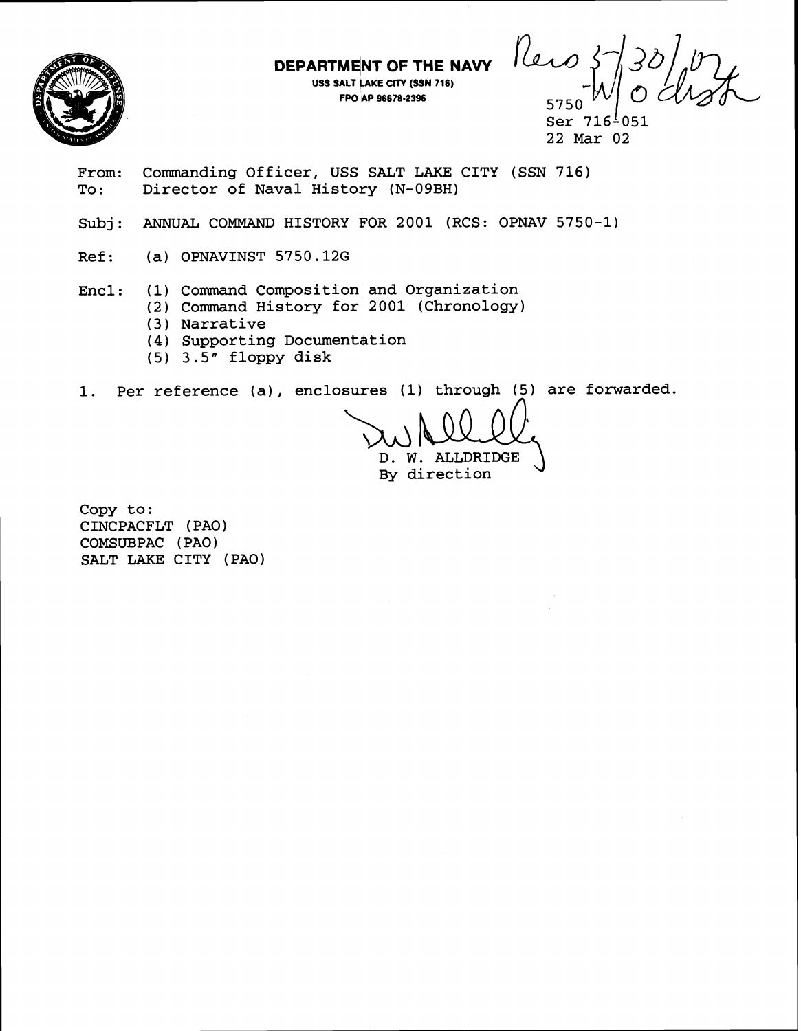**DEPARTMENT OF THE NAVY**
USS SALT LAKE CITY (SSN 716)
FPO AP 96678-2396

Recd 5/30/02 - W/O distr

5750
Ser 716-051
22 Mar 02

From: Commanding Officer, USS SALT LAKE CITY (SSN 716)
To: Director of Naval History (N-09BH)

Subj: ANNUAL COMMAND HISTORY FOR 2001 (RCS: OPNAV 5750-1)

Ref: (a) OPNAVINST 5750.12G

Encl: (1) Command Composition and Organization
(2) Command History for 2001 (Chronology)
(3) Narrative
(4) Supporting Documentation
(5) 3.5" floppy disk

1. Per reference (a), enclosures (1) through (5) are forwarded.

D. W. ALLDRIDGE
By direction

Copy to:
CINCPACFLT (PAO)
COMSUBPAC (PAO)
SALT LAKE CITY (PAO)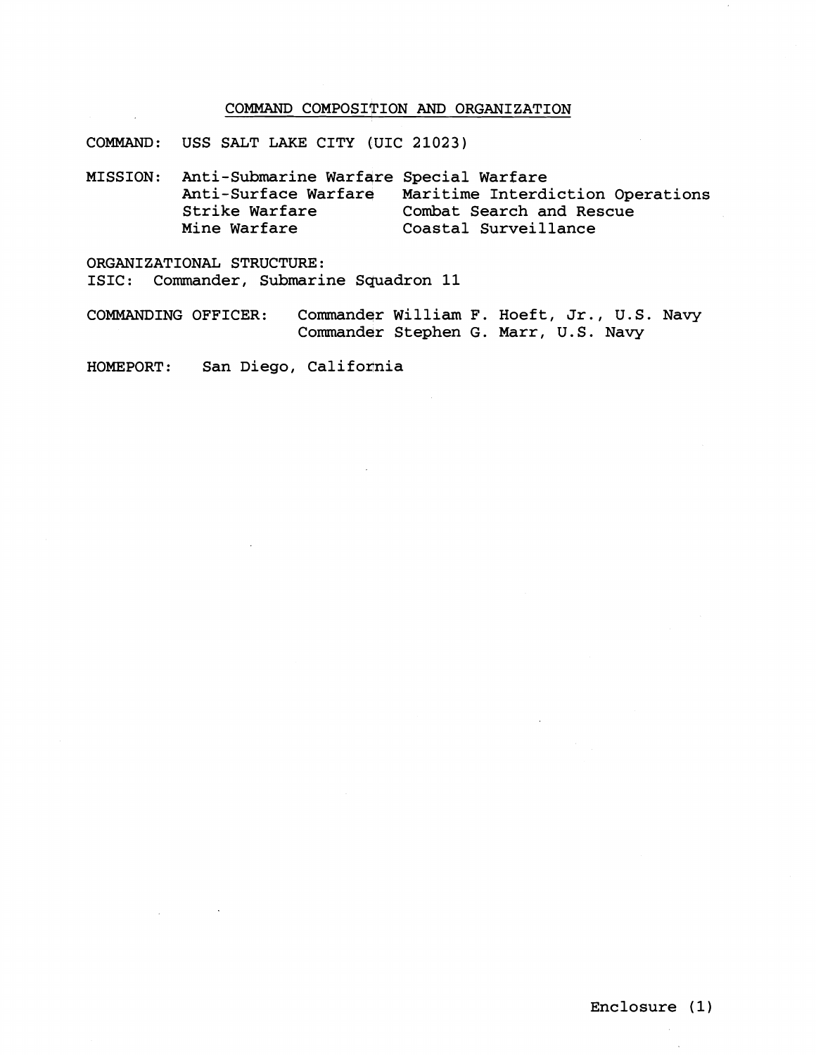## COMMAND COMPOSITION AND ORGANIZATION

COMMAND: USS SALT LAKE CITY (UIC 21023)

MISSION:

| | |
|---|---|
| Anti-Submarine Warfare | Special Warfare |
| Anti-Surface Warfare | Maritime Interdiction Operations |
| Strike Warfare | Combat Search and Rescue |
| Mine Warfare | Coastal Surveillance |

ORGANIZATIONAL STRUCTURE:
ISIC: Commander, Submarine Squadron 11

COMMANDING OFFICER: Commander William F. Hoeft, Jr., U.S. Navy
Commander Stephen G. Marr, U.S. Navy

HOMEPORT: San Diego, California

Enclosure (1)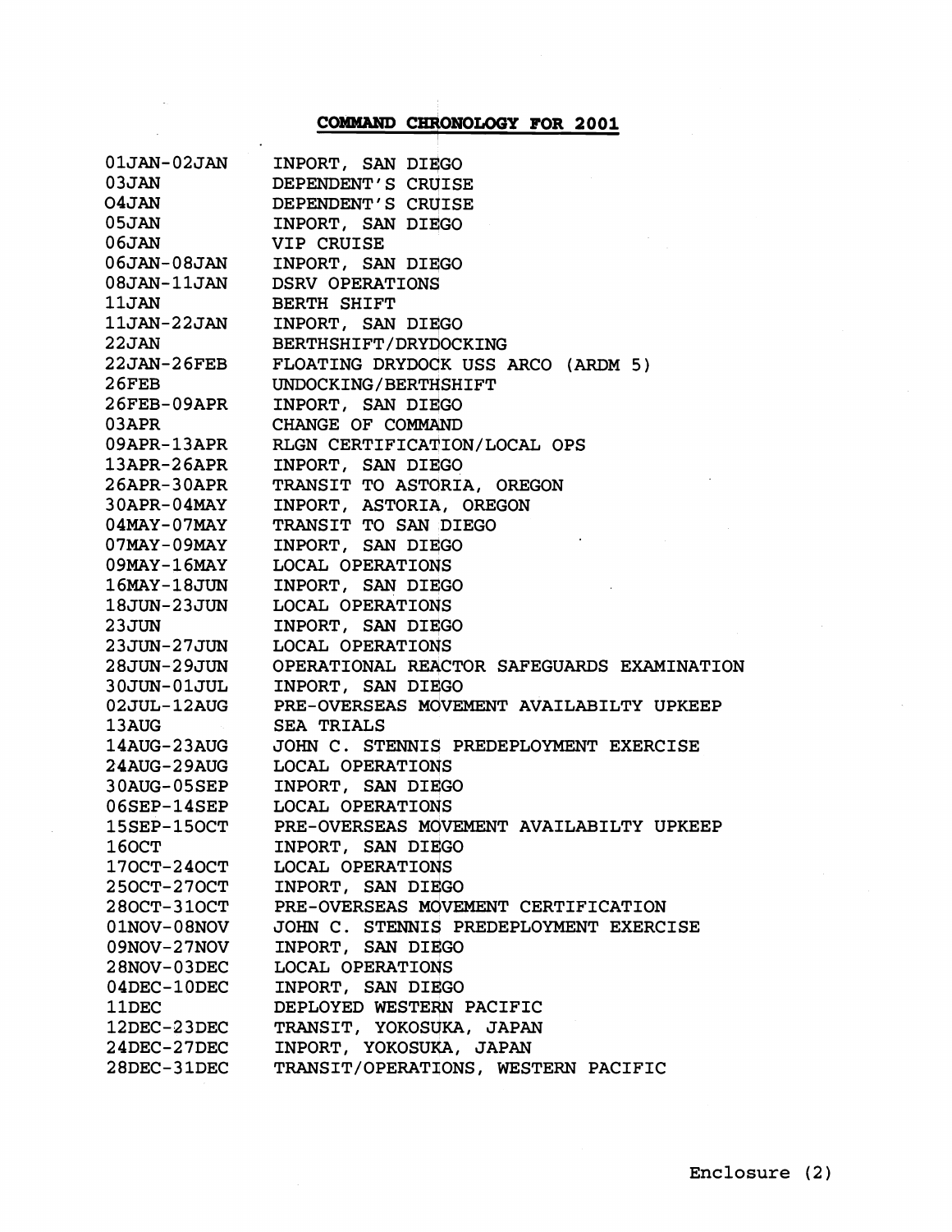## COMMAND CHRONOLOGY FOR 2001

| | |
|---|---|
| 01JAN-02JAN | INPORT, SAN DIEGO |
| 03JAN | DEPENDENT'S CRUISE |
| O4JAN | DEPENDENT'S CRUISE |
| 05JAN | INPORT, SAN DIEGO |
| 06JAN | VIP CRUISE |
| 06JAN-08JAN | INPORT, SAN DIEGO |
| 08JAN-11JAN | DSRV OPERATIONS |
| 11JAN | BERTH SHIFT |
| 11JAN-22JAN | INPORT, SAN DIEGO |
| 22JAN | BERTHSHIFT/DRYDOCKING |
| 22JAN-26FEB | FLOATING DRYDOCK USS ARCO (ARDM 5) |
| 26FEB | UNDOCKING/BERTHSHIFT |
| 26FEB-09APR | INPORT, SAN DIEGO |
| 03APR | CHANGE OF COMMAND |
| 09APR-13APR | RLGN CERTIFICATION/LOCAL OPS |
| 13APR-26APR | INPORT, SAN DIEGO |
| 26APR-30APR | TRANSIT TO ASTORIA, OREGON |
| 30APR-04MAY | INPORT, ASTORIA, OREGON |
| 04MAY-07MAY | TRANSIT TO SAN DIEGO |
| 07MAY-09MAY | INPORT, SAN DIEGO |
| 09MAY-16MAY | LOCAL OPERATIONS |
| 16MAY-18JUN | INPORT, SAN DIEGO |
| 18JUN-23JUN | LOCAL OPERATIONS |
| 23JUN | INPORT, SAN DIEGO |
| 23JUN-27JUN | LOCAL OPERATIONS |
| 28JUN-29JUN | OPERATIONAL REACTOR SAFEGUARDS EXAMINATION |
| 30JUN-01JUL | INPORT, SAN DIEGO |
| 02JUL-12AUG | PRE-OVERSEAS MOVEMENT AVAILABILTY UPKEEP |
| 13AUG | SEA TRIALS |
| 14AUG-23AUG | JOHN C. STENNIS PREDEPLOYMENT EXERCISE |
| 24AUG-29AUG | LOCAL OPERATIONS |
| 30AUG-05SEP | INPORT, SAN DIEGO |
| 06SEP-14SEP | LOCAL OPERATIONS |
| 15SEP-15OCT | PRE-OVERSEAS MOVEMENT AVAILABILTY UPKEEP |
| 16OCT | INPORT, SAN DIEGO |
| 17OCT-24OCT | LOCAL OPERATIONS |
| 25OCT-27OCT | INPORT, SAN DIEGO |
| 28OCT-31OCT | PRE-OVERSEAS MOVEMENT CERTIFICATION |
| 01NOV-08NOV | JOHN C. STENNIS PREDEPLOYMENT EXERCISE |
| 09NOV-27NOV | INPORT, SAN DIEGO |
| 28NOV-03DEC | LOCAL OPERATIONS |
| 04DEC-10DEC | INPORT, SAN DIEGO |
| 11DEC | DEPLOYED WESTERN PACIFIC |
| 12DEC-23DEC | TRANSIT, YOKOSUKA, JAPAN |
| 24DEC-27DEC | INPORT, YOKOSUKA, JAPAN |
| 28DEC-31DEC | TRANSIT/OPERATIONS, WESTERN PACIFIC |

Enclosure (2)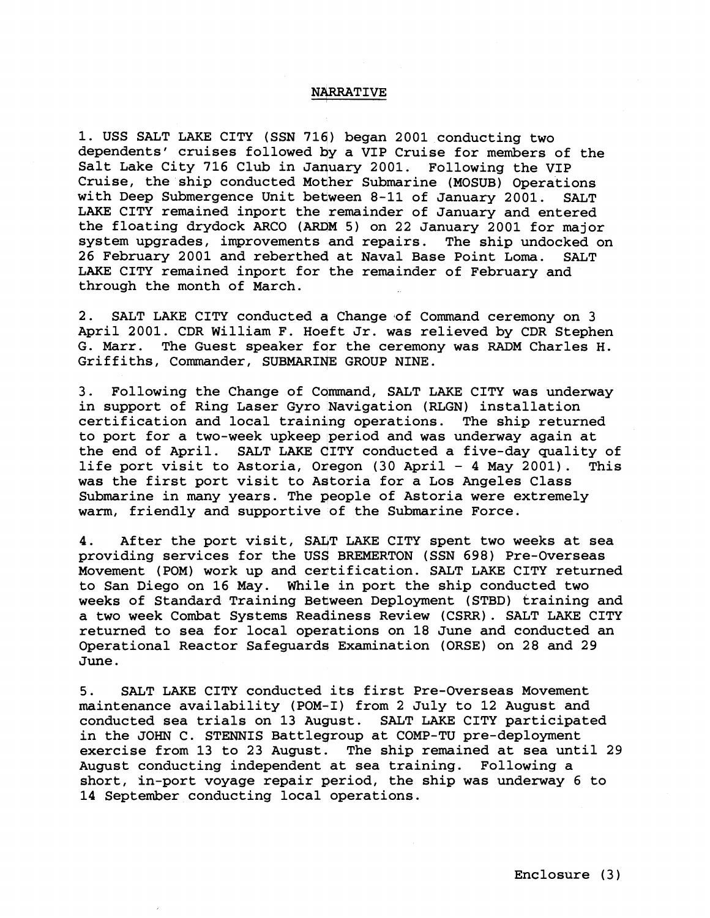## NARRATIVE

1. USS SALT LAKE CITY (SSN 716) began 2001 conducting two dependents' cruises followed by a VIP Cruise for members of the Salt Lake City 716 Club in January 2001. Following the VIP Cruise, the ship conducted Mother Submarine (MOSUB) Operations with Deep Submergence Unit between 8-11 of January 2001. SALT LAKE CITY remained inport the remainder of January and entered the floating drydock ARCO (ARDM 5) on 22 January 2001 for major system upgrades, improvements and repairs. The ship undocked on 26 February 2001 and reberthed at Naval Base Point Loma. SALT LAKE CITY remained inport for the remainder of February and through the month of March.

2. SALT LAKE CITY conducted a Change of Command ceremony on 3 April 2001. CDR William F. Hoeft Jr. was relieved by CDR Stephen G. Marr. The Guest speaker for the ceremony was RADM Charles H. Griffiths, Commander, SUBMARINE GROUP NINE.

3. Following the Change of Command, SALT LAKE CITY was underway in support of Ring Laser Gyro Navigation (RLGN) installation certification and local training operations. The ship returned to port for a two-week upkeep period and was underway again at the end of April. SALT LAKE CITY conducted a five-day quality of life port visit to Astoria, Oregon (30 April - 4 May 2001). This was the first port visit to Astoria for a Los Angeles Class Submarine in many years. The people of Astoria were extremely warm, friendly and supportive of the Submarine Force.

4. After the port visit, SALT LAKE CITY spent two weeks at sea providing services for the USS BREMERTON (SSN 698) Pre-Overseas Movement (POM) work up and certification. SALT LAKE CITY returned to San Diego on 16 May. While in port the ship conducted two weeks of Standard Training Between Deployment (STBD) training and a two week Combat Systems Readiness Review (CSRR). SALT LAKE CITY returned to sea for local operations on 18 June and conducted an Operational Reactor Safeguards Examination (ORSE) on 28 and 29 June.

5. SALT LAKE CITY conducted its first Pre-Overseas Movement maintenance availability (POM-I) from 2 July to 12 August and conducted sea trials on 13 August. SALT LAKE CITY participated in the JOHN C. STENNIS Battlegroup at COMP-TU pre-deployment exercise from 13 to 23 August. The ship remained at sea until 29 August conducting independent at sea training. Following a short, in-port voyage repair period, the ship was underway 6 to 14 September conducting local operations.

Enclosure (3)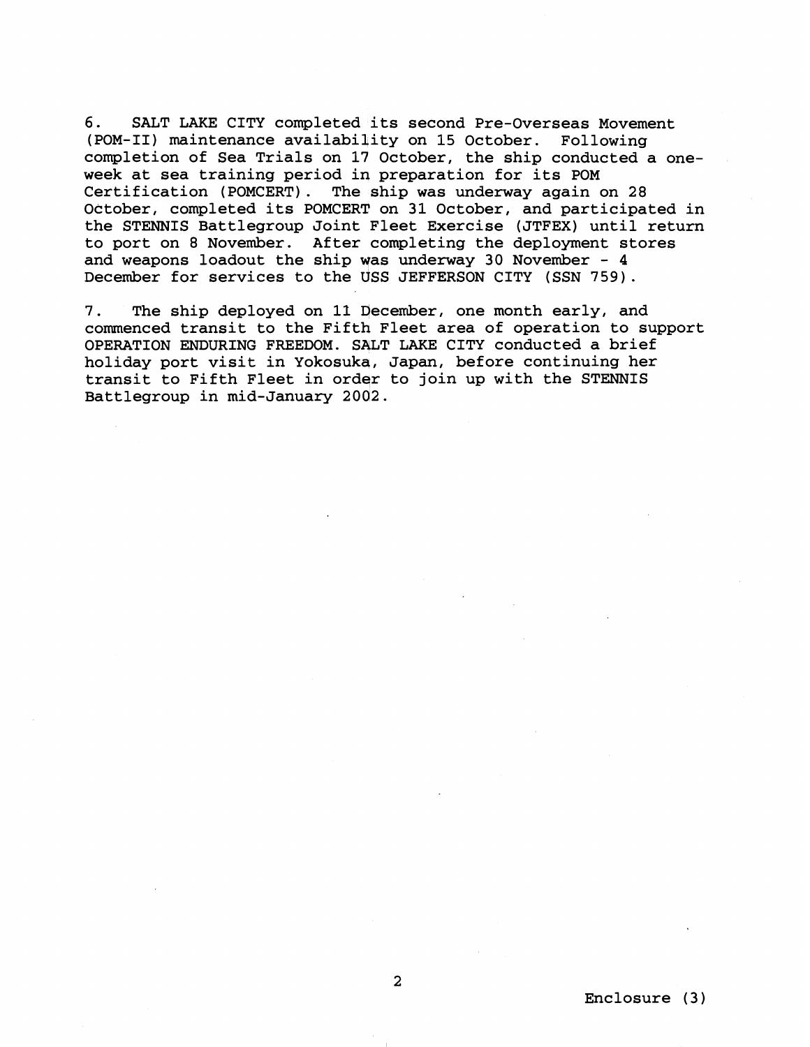6. SALT LAKE CITY completed its second Pre-Overseas Movement (POM-II) maintenance availability on 15 October. Following completion of Sea Trials on 17 October, the ship conducted a one-week at sea training period in preparation for its POM Certification (POMCERT). The ship was underway again on 28 October, completed its POMCERT on 31 October, and participated in the STENNIS Battlegroup Joint Fleet Exercise (JTFEX) until return to port on 8 November. After completing the deployment stores and weapons loadout the ship was underway 30 November - 4 December for services to the USS JEFFERSON CITY (SSN 759).

7. The ship deployed on 11 December, one month early, and commenced transit to the Fifth Fleet area of operation to support OPERATION ENDURING FREEDOM. SALT LAKE CITY conducted a brief holiday port visit in Yokosuka, Japan, before continuing her transit to Fifth Fleet in order to join up with the STENNIS Battlegroup in mid-January 2002.

Enclosure (3)